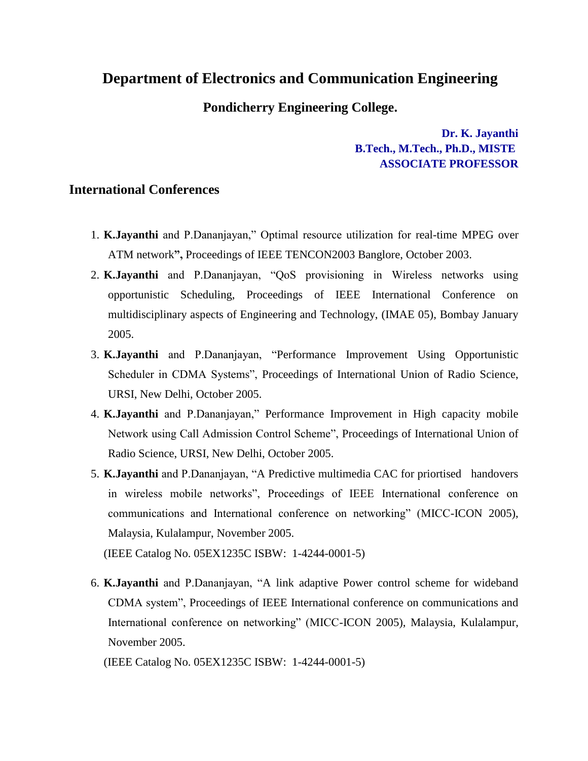# Department of Electronics and Communication Engineering

## Pondicherry Engineering College.

**Dr. K. Jayanthi**
**B.Tech., M.Tech., Ph.D., MISTE**
**ASSOCIATE PROFESSOR**

## International Conferences

1. **K.Jayanthi** and P.Dananjayan," Optimal resource utilization for real-time MPEG over ATM network**",** Proceedings of IEEE TENCON2003 Banglore, October 2003.
2. **K.Jayanthi** and P.Dananjayan, "QoS provisioning in Wireless networks using opportunistic Scheduling, Proceedings of IEEE International Conference on multidisciplinary aspects of Engineering and Technology, (IMAE 05), Bombay January 2005.
3. **K.Jayanthi** and P.Dananjayan, "Performance Improvement Using Opportunistic Scheduler in CDMA Systems", Proceedings of International Union of Radio Science, URSI, New Delhi, October 2005.
4. **K.Jayanthi** and P.Dananjayan," Performance Improvement in High capacity mobile Network using Call Admission Control Scheme", Proceedings of International Union of Radio Science, URSI, New Delhi, October 2005.
5. **K.Jayanthi** and P.Dananjayan, "A Predictive multimedia CAC for priortised handovers in wireless mobile networks", Proceedings of IEEE International conference on communications and International conference on networking" (MICC-ICON 2005), Malaysia, Kulalampur, November 2005.

   (IEEE Catalog No. 05EX1235C ISBW: 1-4244-0001-5)

6. **K.Jayanthi** and P.Dananjayan, "A link adaptive Power control scheme for wideband CDMA system", Proceedings of IEEE International conference on communications and International conference on networking" (MICC-ICON 2005), Malaysia, Kulalampur, November 2005.

   (IEEE Catalog No. 05EX1235C ISBW: 1-4244-0001-5)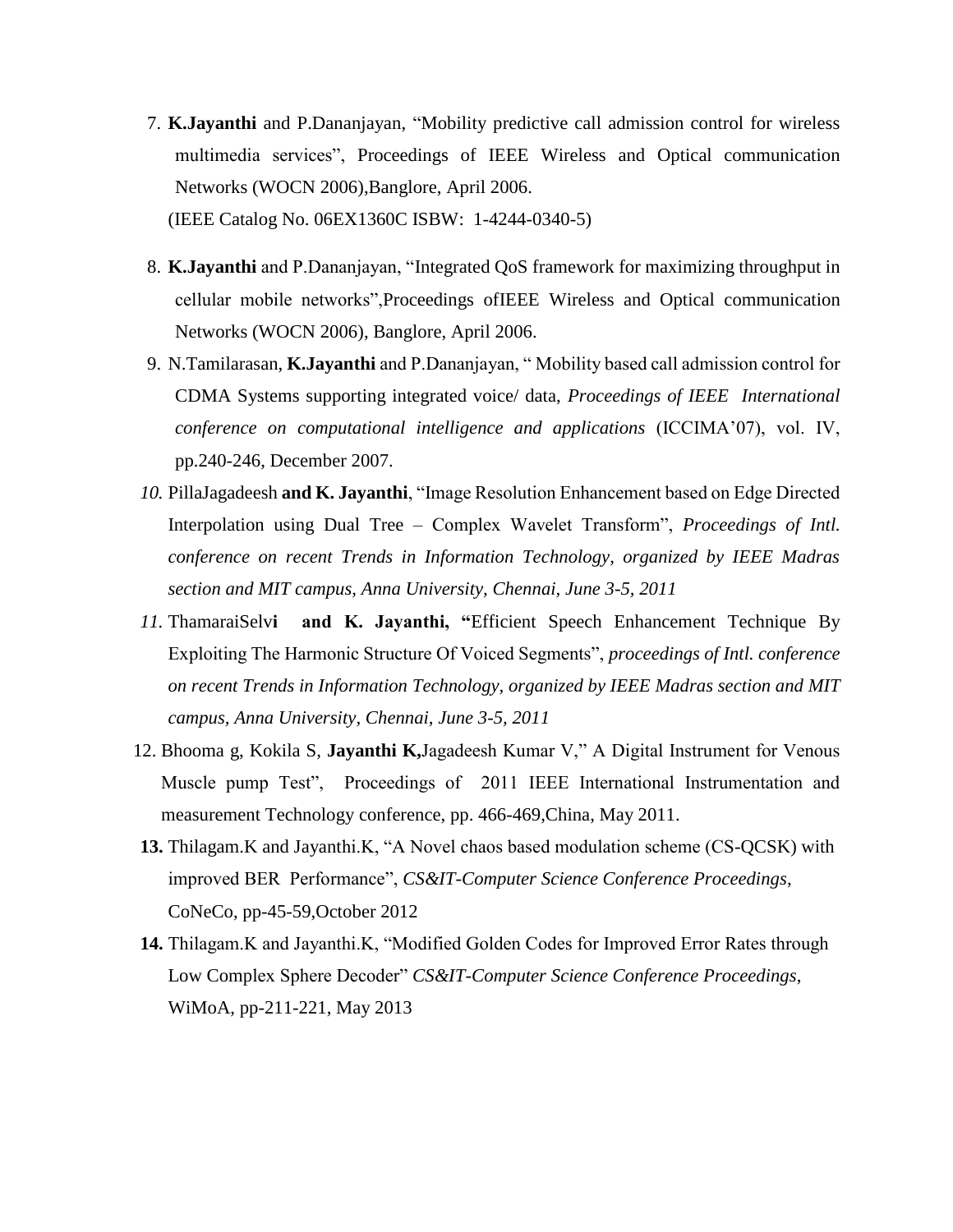7. **K.Jayanthi** and P.Dananjayan, "Mobility predictive call admission control for wireless multimedia services", Proceedings of IEEE Wireless and Optical communication Networks (WOCN 2006),Banglore, April 2006.
   (IEEE Catalog No. 06EX1360C ISBW: 1-4244-0340-5)

8. **K.Jayanthi** and P.Dananjayan, "Integrated QoS framework for maximizing throughput in cellular mobile networks",Proceedings ofIEEE Wireless and Optical communication Networks (WOCN 2006), Banglore, April 2006.

9. N.Tamilarasan, **K.Jayanthi** and P.Dananjayan, " Mobility based call admission control for CDMA Systems supporting integrated voice/ data, *Proceedings of IEEE International conference on computational intelligence and applications* (ICCIMA'07), vol. IV, pp.240-246, December 2007.

10. PillaJagadeesh **and K. Jayanthi**, "Image Resolution Enhancement based on Edge Directed Interpolation using Dual Tree – Complex Wavelet Transform", *Proceedings of Intl. conference on recent Trends in Information Technology, organized by IEEE Madras section and MIT campus, Anna University, Chennai, June 3-5, 2011*

11. ThamaraiSelv**i and K. Jayanthi, "**Efficient Speech Enhancement Technique By Exploiting The Harmonic Structure Of Voiced Segments", *proceedings of Intl. conference on recent Trends in Information Technology, organized by IEEE Madras section and MIT campus, Anna University, Chennai, June 3-5, 2011*

12. Bhooma g, Kokila S, **Jayanthi K,**Jagadeesh Kumar V," A Digital Instrument for Venous Muscle pump Test", Proceedings of 2011 IEEE International Instrumentation and measurement Technology conference, pp. 466-469,China, May 2011.

13. Thilagam.K and Jayanthi.K, "A Novel chaos based modulation scheme (CS-QCSK) with improved BER Performance", *CS&IT-Computer Science Conference Proceedings*, CoNeCo, pp-45-59,October 2012

14. Thilagam.K and Jayanthi.K, "Modified Golden Codes for Improved Error Rates through Low Complex Sphere Decoder" *CS&IT-Computer Science Conference Proceedings*, WiMoA, pp-211-221, May 2013